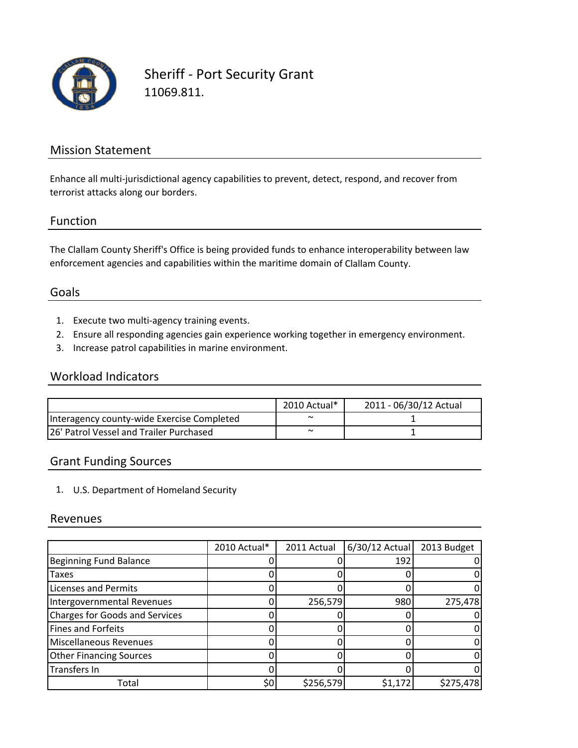# Sheriff - Port Security Grant

11069.811.

## Mission Statement

Enhance all multi-jurisdictional agency capabilities to prevent, detect, respond, and recover from terrorist attacks along our borders.

## Function

The Clallam County Sheriff's Office is being provided funds to enhance interoperability between law enforcement agencies and capabilities within the maritime domain of Clallam County.

## Goals

1. Execute two multi-agency training events.
2. Ensure all responding agencies gain experience working together in emergency environment.
3. Increase patrol capabilities in marine environment.

## Workload Indicators

| | 2010 Actual* | 2011 - 06/30/12 Actual |
|---|---|---|
| Interagency county-wide Exercise Completed | ~ | 1 |
| 26' Patrol Vessel and Trailer Purchased | ~ | 1 |

## Grant Funding Sources

1. U.S. Department of Homeland Security

## Revenues

| | 2010 Actual* | 2011 Actual | 6/30/12 Actual | 2013 Budget |
|---|---|---|---|---|
| Beginning Fund Balance | 0 | 0 | 192 | 0 |
| Taxes | 0 | 0 | 0 | 0 |
| Licenses and Permits | 0 | 0 | 0 | 0 |
| Intergovernmental Revenues | 0 | 256,579 | 980 | 275,478 |
| Charges for Goods and Services | 0 | 0 | 0 | 0 |
| Fines and Forfeits | 0 | 0 | 0 | 0 |
| Miscellaneous Revenues | 0 | 0 | 0 | 0 |
| Other Financing Sources | 0 | 0 | 0 | 0 |
| Transfers In | 0 | 0 | 0 | 0 |
| Total | $0 | $256,579 | $1,172 | $275,478 |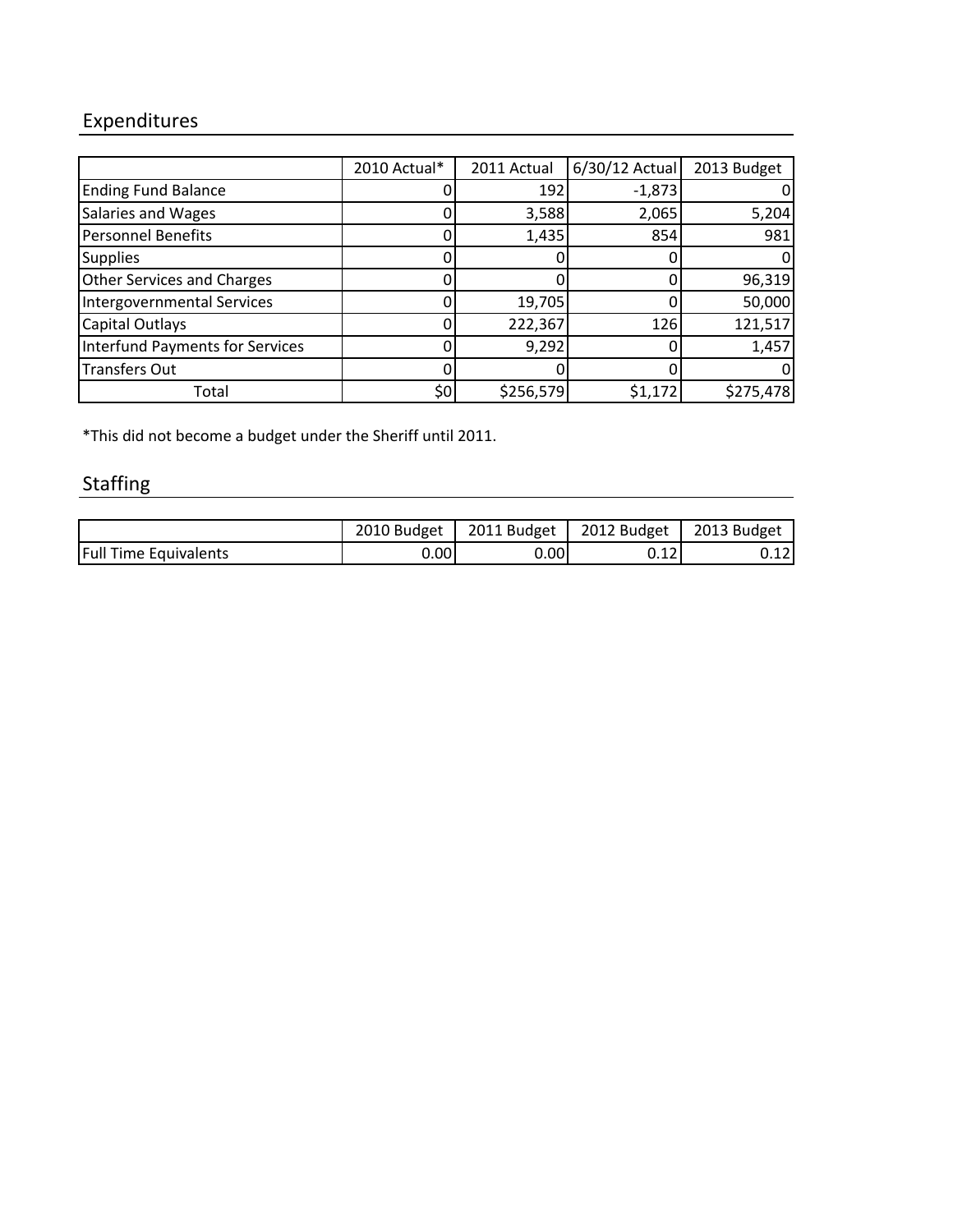## Expenditures

| | 2010 Actual* | 2011 Actual | 6/30/12 Actual | 2013 Budget |
|---|---|---|---|---|
| Ending Fund Balance | 0 | 192 | -1,873 | 0 |
| Salaries and Wages | 0 | 3,588 | 2,065 | 5,204 |
| Personnel Benefits | 0 | 1,435 | 854 | 981 |
| Supplies | 0 | 0 | 0 | 0 |
| Other Services and Charges | 0 | 0 | 0 | 96,319 |
| Intergovernmental Services | 0 | 19,705 | 0 | 50,000 |
| Capital Outlays | 0 | 222,367 | 126 | 121,517 |
| Interfund Payments for Services | 0 | 9,292 | 0 | 1,457 |
| Transfers Out | 0 | 0 | 0 | 0 |
| Total | $0 | $256,579 | $1,172 | $275,478 |

*This did not become a budget under the Sheriff until 2011.

## Staffing

| | 2010 Budget | 2011 Budget | 2012 Budget | 2013 Budget |
|---|---|---|---|---|
| Full Time Equivalents | 0.00 | 0.00 | 0.12 | 0.12 |